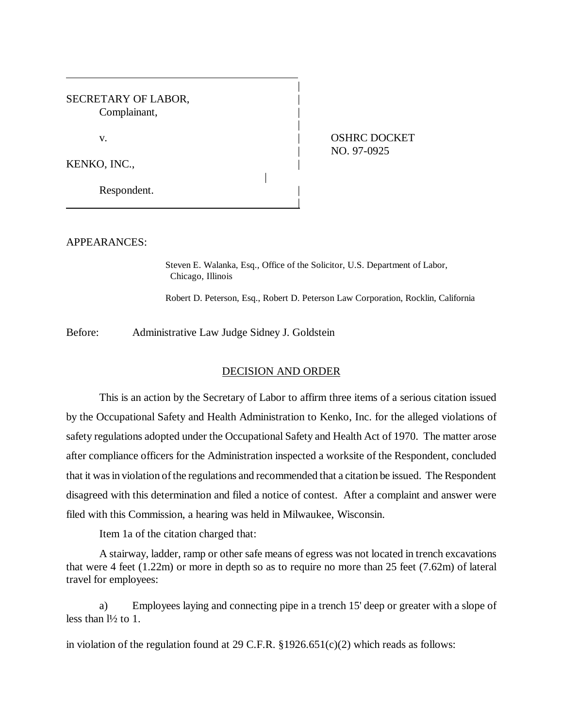SECRETARY OF LABOR,
Complainant,

v.

KENKO, INC.,

Respondent.

OSHRC DOCKET NO. 97-0925

APPEARANCES:

Steven E. Walanka, Esq., Office of the Solicitor, U.S. Department of Labor, Chicago, Illinois

Robert D. Peterson, Esq., Robert D. Peterson Law Corporation, Rocklin, California

Before: Administrative Law Judge Sidney J. Goldstein

## DECISION AND ORDER

This is an action by the Secretary of Labor to affirm three items of a serious citation issued by the Occupational Safety and Health Administration to Kenko, Inc. for the alleged violations of safety regulations adopted under the Occupational Safety and Health Act of 1970. The matter arose after compliance officers for the Administration inspected a worksite of the Respondent, concluded that it was in violation of the regulations and recommended that a citation be issued. The Respondent disagreed with this determination and filed a notice of contest. After a complaint and answer were filed with this Commission, a hearing was held in Milwaukee, Wisconsin.

Item 1a of the citation charged that:

A stairway, ladder, ramp or other safe means of egress was not located in trench excavations that were 4 feet (1.22m) or more in depth so as to require no more than 25 feet (7.62m) of lateral travel for employees:

a) Employees laying and connecting pipe in a trench 15' deep or greater with a slope of less than l½ to 1.

in violation of the regulation found at 29 C.F.R. §1926.651(c)(2) which reads as follows: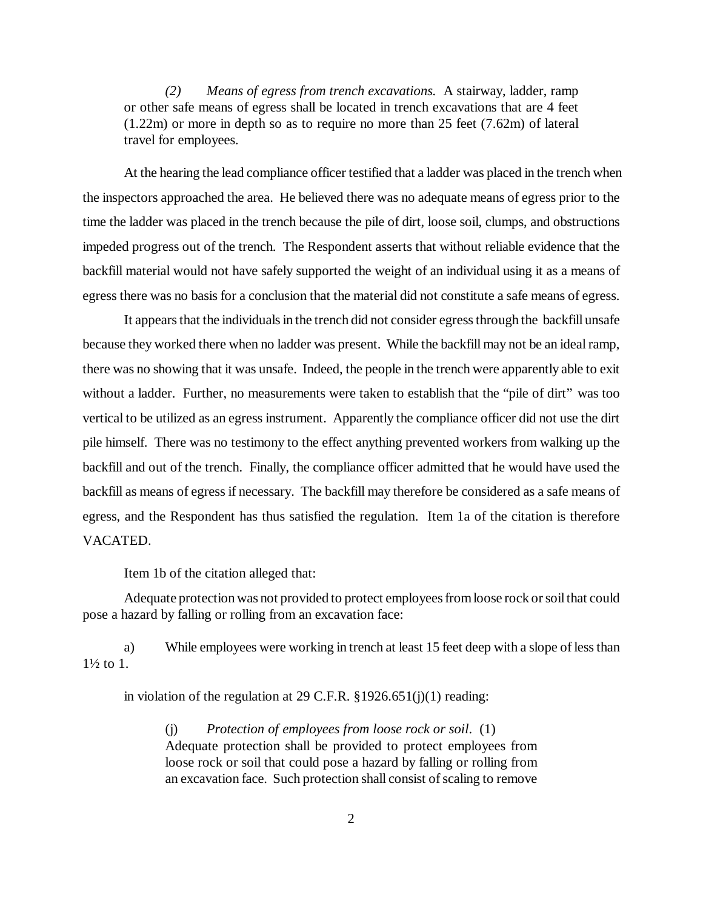> *(2) Means of egress from trench excavations.* A stairway, ladder, ramp or other safe means of egress shall be located in trench excavations that are 4 feet (1.22m) or more in depth so as to require no more than 25 feet (7.62m) of lateral travel for employees.

At the hearing the lead compliance officer testified that a ladder was placed in the trench when the inspectors approached the area. He believed there was no adequate means of egress prior to the time the ladder was placed in the trench because the pile of dirt, loose soil, clumps, and obstructions impeded progress out of the trench. The Respondent asserts that without reliable evidence that the backfill material would not have safely supported the weight of an individual using it as a means of egress there was no basis for a conclusion that the material did not constitute a safe means of egress.

It appears that the individuals in the trench did not consider egress through the backfill unsafe because they worked there when no ladder was present. While the backfill may not be an ideal ramp, there was no showing that it was unsafe. Indeed, the people in the trench were apparently able to exit without a ladder. Further, no measurements were taken to establish that the "pile of dirt" was too vertical to be utilized as an egress instrument. Apparently the compliance officer did not use the dirt pile himself. There was no testimony to the effect anything prevented workers from walking up the backfill and out of the trench. Finally, the compliance officer admitted that he would have used the backfill as means of egress if necessary. The backfill may therefore be considered as a safe means of egress, and the Respondent has thus satisfied the regulation. Item 1a of the citation is therefore VACATED.

Item 1b of the citation alleged that:

Adequate protection was not provided to protect employees from loose rock or soil that could pose a hazard by falling or rolling from an excavation face:

a) While employees were working in trench at least 15 feet deep with a slope of less than 1½ to 1.

in violation of the regulation at 29 C.F.R. §1926.651(j)(1) reading:

> (j) *Protection of employees from loose rock or soil*. (1) Adequate protection shall be provided to protect employees from loose rock or soil that could pose a hazard by falling or rolling from an excavation face. Such protection shall consist of scaling to remove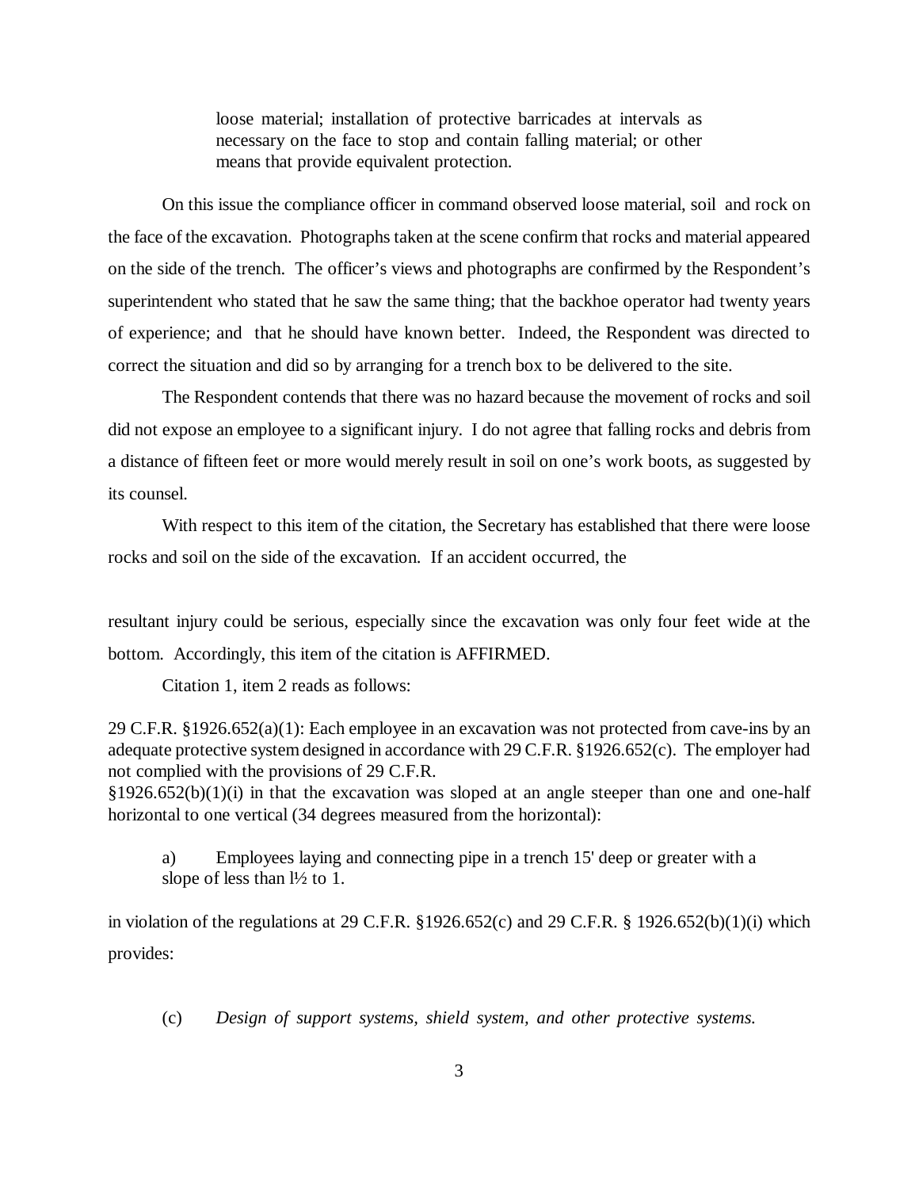> loose material; installation of protective barricades at intervals as necessary on the face to stop and contain falling material; or other means that provide equivalent protection.

On this issue the compliance officer in command observed loose material, soil and rock on the face of the excavation. Photographs taken at the scene confirm that rocks and material appeared on the side of the trench. The officer's views and photographs are confirmed by the Respondent's superintendent who stated that he saw the same thing; that the backhoe operator had twenty years of experience; and that he should have known better. Indeed, the Respondent was directed to correct the situation and did so by arranging for a trench box to be delivered to the site.

The Respondent contends that there was no hazard because the movement of rocks and soil did not expose an employee to a significant injury. I do not agree that falling rocks and debris from a distance of fifteen feet or more would merely result in soil on one's work boots, as suggested by its counsel.

With respect to this item of the citation, the Secretary has established that there were loose rocks and soil on the side of the excavation. If an accident occurred, the resultant injury could be serious, especially since the excavation was only four feet wide at the bottom. Accordingly, this item of the citation is AFFIRMED.

Citation 1, item 2 reads as follows:

29 C.F.R. §1926.652(a)(1): Each employee in an excavation was not protected from cave-ins by an adequate protective system designed in accordance with 29 C.F.R. §1926.652(c). The employer had not complied with the provisions of 29 C.F.R. §1926.652(b)(1)(i) in that the excavation was sloped at an angle steeper than one and one-half horizontal to one vertical (34 degrees measured from the horizontal):

> a) Employees laying and connecting pipe in a trench 15' deep or greater with a slope of less than l½ to 1.

in violation of the regulations at 29 C.F.R. §1926.652(c) and 29 C.F.R. § 1926.652(b)(1)(i) which provides:

> (c) *Design of support systems, shield system, and other protective systems.*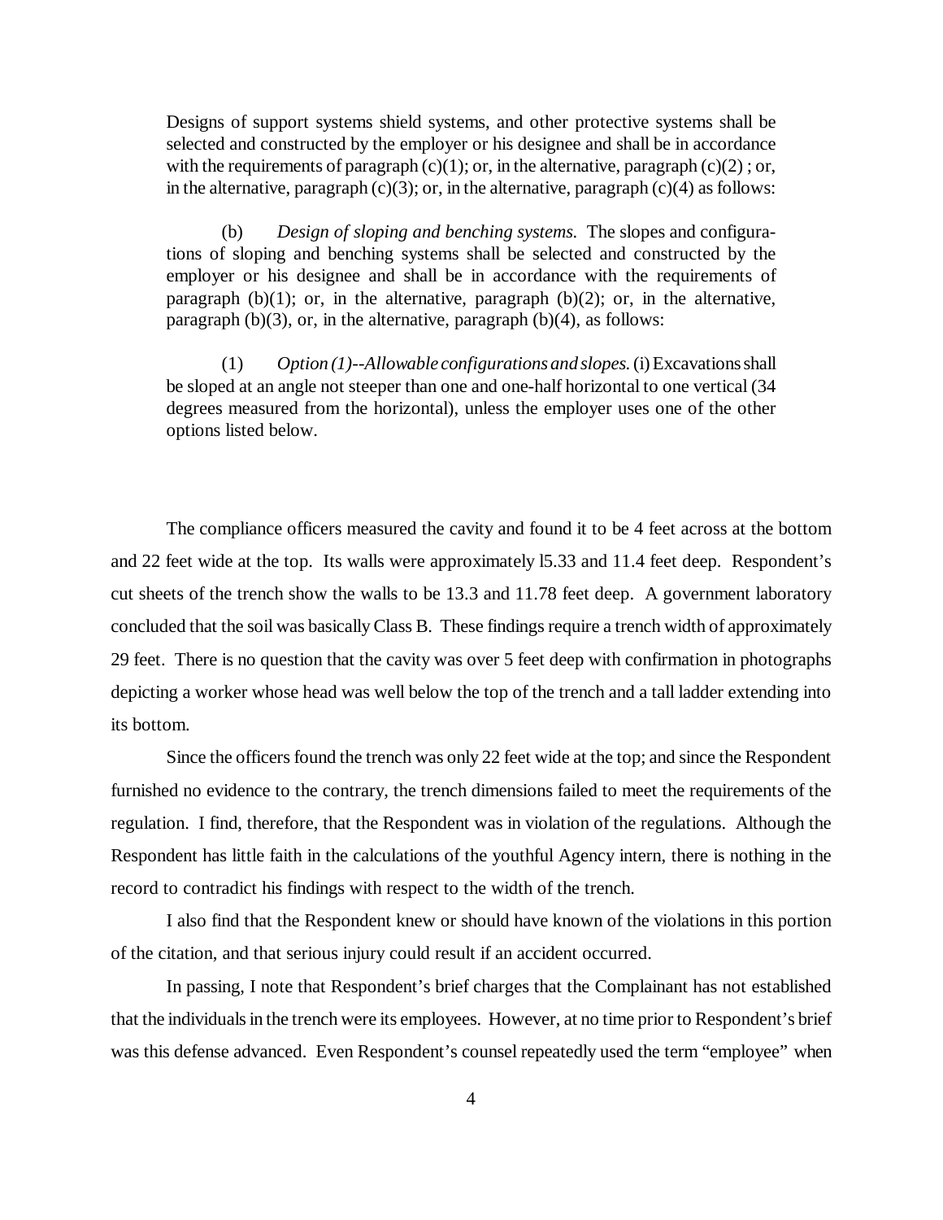> Designs of support systems shield systems, and other protective systems shall be selected and constructed by the employer or his designee and shall be in accordance with the requirements of paragraph (c)(1); or, in the alternative, paragraph (c)(2) ; or, in the alternative, paragraph (c)(3); or, in the alternative, paragraph (c)(4) as follows:
>
> (b) *Design of sloping and benching systems.* The slopes and configurations of sloping and benching systems shall be selected and constructed by the employer or his designee and shall be in accordance with the requirements of paragraph (b)(1); or, in the alternative, paragraph (b)(2); or, in the alternative, paragraph (b)(3), or, in the alternative, paragraph (b)(4), as follows:
>
> (1) *Option (1)--Allowable configurations and slopes.* (i) Excavations shall be sloped at an angle not steeper than one and one-half horizontal to one vertical (34 degrees measured from the horizontal), unless the employer uses one of the other options listed below.

The compliance officers measured the cavity and found it to be 4 feet across at the bottom and 22 feet wide at the top. Its walls were approximately l5.33 and 11.4 feet deep. Respondent's cut sheets of the trench show the walls to be 13.3 and 11.78 feet deep. A government laboratory concluded that the soil was basically Class B. These findings require a trench width of approximately 29 feet. There is no question that the cavity was over 5 feet deep with confirmation in photographs depicting a worker whose head was well below the top of the trench and a tall ladder extending into its bottom.

Since the officers found the trench was only 22 feet wide at the top; and since the Respondent furnished no evidence to the contrary, the trench dimensions failed to meet the requirements of the regulation. I find, therefore, that the Respondent was in violation of the regulations. Although the Respondent has little faith in the calculations of the youthful Agency intern, there is nothing in the record to contradict his findings with respect to the width of the trench.

I also find that the Respondent knew or should have known of the violations in this portion of the citation, and that serious injury could result if an accident occurred.

In passing, I note that Respondent's brief charges that the Complainant has not established that the individuals in the trench were its employees. However, at no time prior to Respondent's brief was this defense advanced. Even Respondent's counsel repeatedly used the term "employee" when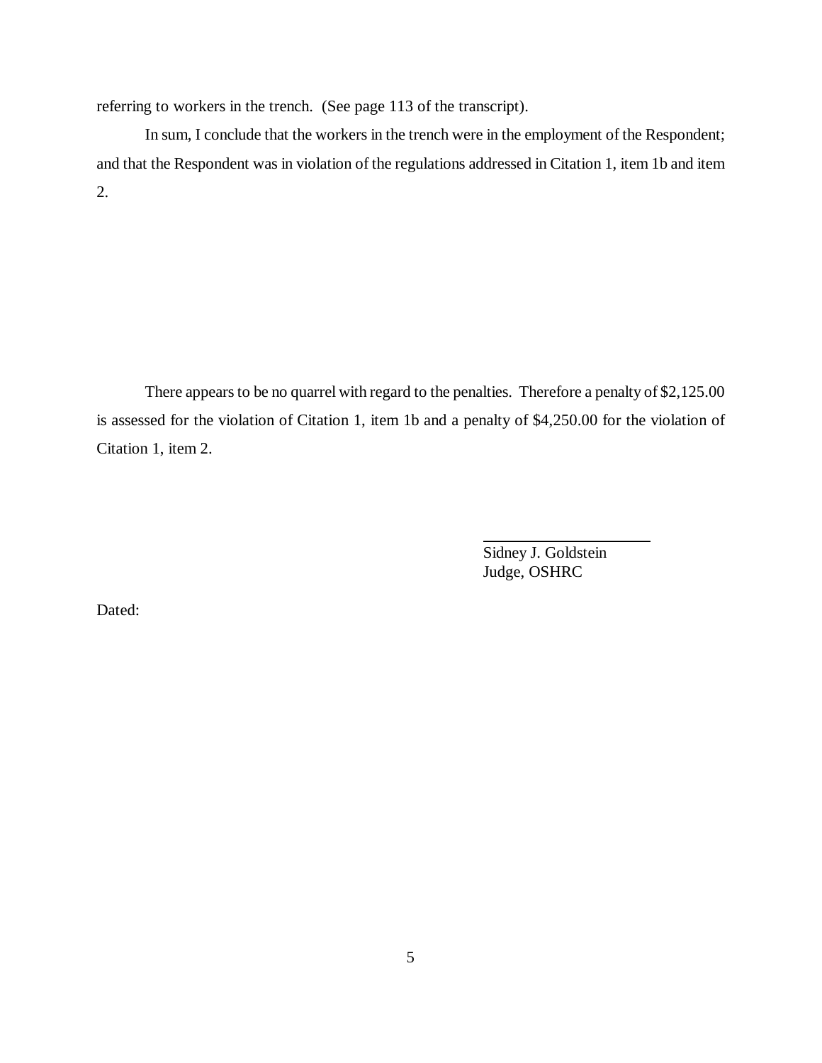referring to workers in the trench. (See page 113 of the transcript).

In sum, I conclude that the workers in the trench were in the employment of the Respondent; and that the Respondent was in violation of the regulations addressed in Citation 1, item 1b and item 2.

There appears to be no quarrel with regard to the penalties. Therefore a penalty of $2,125.00 is assessed for the violation of Citation 1, item 1b and a penalty of $4,250.00 for the violation of Citation 1, item 2.

Sidney J. Goldstein
Judge, OSHRC

Dated: